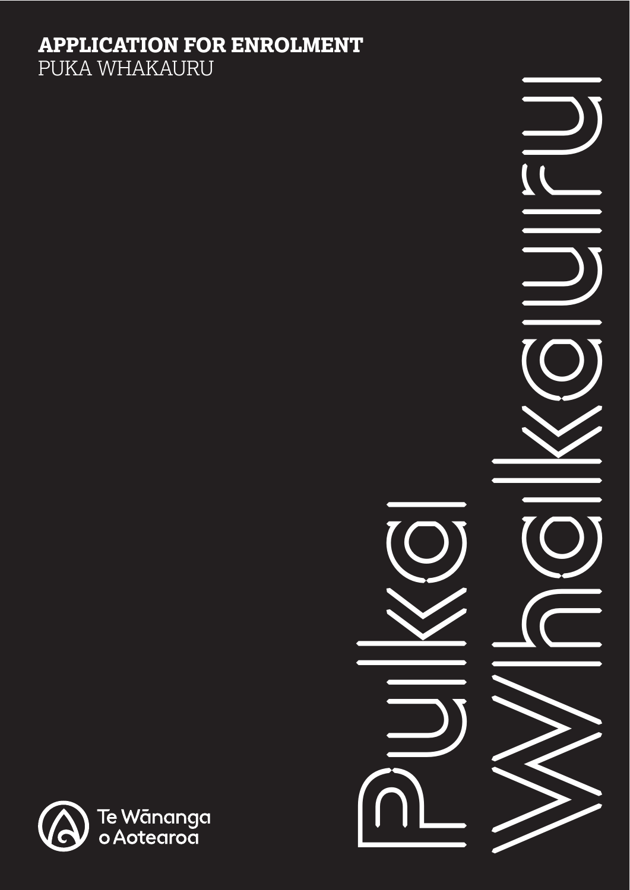# APPLICATION FOR ENROLMENT
PUKA WHAKAURU

Puka Whakauru

Te Wānanga o Aotearoa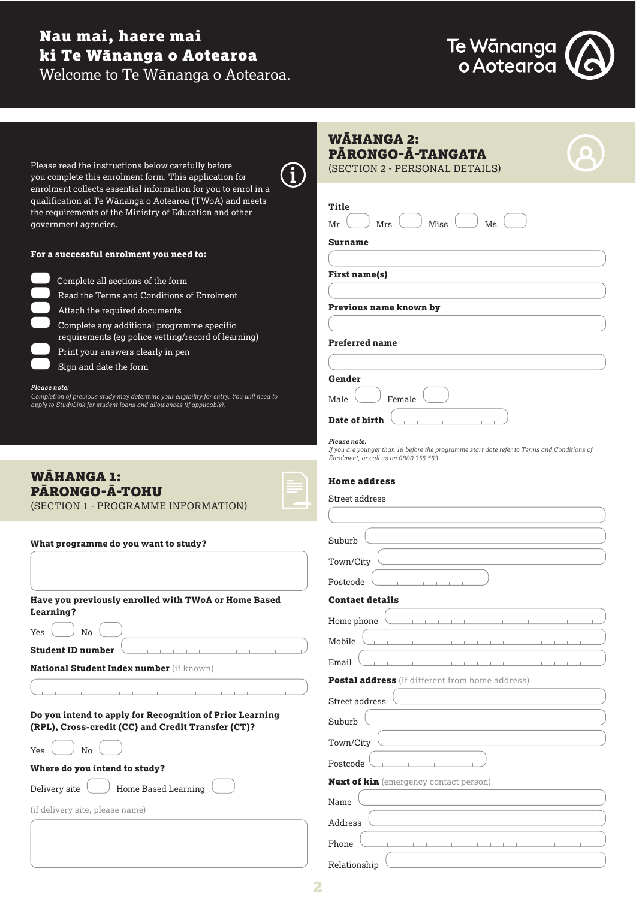# Nau mai, haere mai ki Te Wānanga o Aotearoa

Welcome to Te Wānanga o Aotearoa.

Te Wānanga o Aotearoa

Please read the instructions below carefully before you complete this enrolment form. This application for enrolment collects essential information for you to enrol in a qualification at Te Wānanga o Aotearoa (TWoA) and meets the requirements of the Ministry of Education and other government agencies.

**For a successful enrolment you need to:**

- ☐ Complete all sections of the form
- ☐ Read the Terms and Conditions of Enrolment
- ☐ Attach the required documents
- ☐ Complete any additional programme specific requirements (eg police vetting/record of learning)
- ☐ Print your answers clearly in pen
- ☐ Sign and date the form

***Please note:***
*Completion of previous study may determine your eligibility for entry. You will need to apply to StudyLink for student loans and allowances (if applicable).*

## WĀHANGA 1: PĀRONGO-Ā-TOHU

(SECTION 1 - PROGRAMME INFORMATION)

**What programme do you want to study?**

______________________

**Have you previously enrolled with TWoA or Home Based Learning?**

Yes ☐ No ☐

**Student ID number** ______________________

**National Student Index number** (if known)

______________________

**Do you intend to apply for Recognition of Prior Learning (RPL), Cross-credit (CC) and Credit Transfer (CT)?**

Yes ☐ No ☐

**Where do you intend to study?**

Delivery site ☐ Home Based Learning ☐

(if delivery site, please name)

______________________

## WĀHANGA 2: PĀRONGO-Ā-TANGATA

(SECTION 2 - PERSONAL DETAILS)

**Title**

Mr ☐ Mrs ☐ Miss ☐ Ms ☐

**Surname**

______________________

**First name(s)**

______________________

**Previous name known by**

______________________

**Preferred name**

______________________

**Gender**

Male ☐ Female ☐

**Date of birth** ______________________

***Please note:***
*If you are younger than 18 before the programme start date refer to Terms and Conditions of Enrolment, or call us on 0800 355 553.*

**Home address**

Street address ______________________

Suburb ______________________

Town/City ______________________

Postcode ______________________

**Contact details**

Home phone ______________________

Mobile ______________________

Email ______________________

**Postal address** (if different from home address)

Street address ______________________

Suburb ______________________

Town/City ______________________

Postcode ______________________

**Next of kin** (emergency contact person)

Name ______________________

Address ______________________

Phone ______________________

Relationship ______________________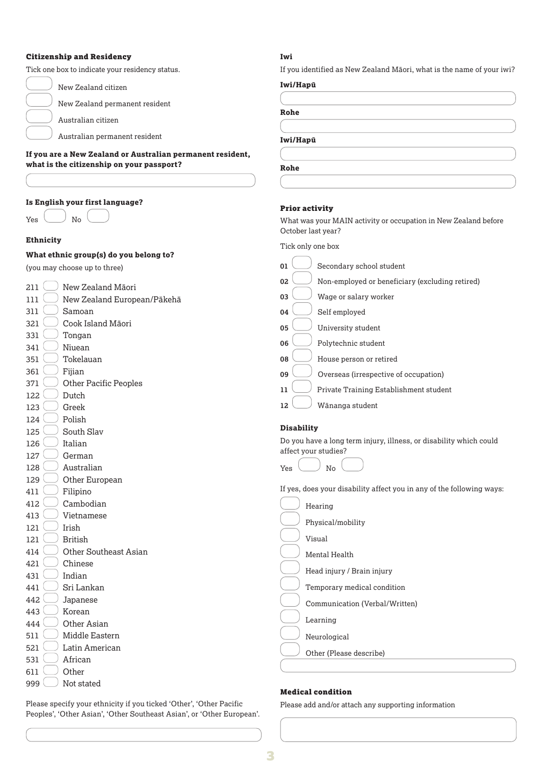### Citizenship and Residency

Tick one box to indicate your residency status.

- ☐ New Zealand citizen
- ☐ New Zealand permanent resident
- ☐ Australian citizen
- ☐ Australian permanent resident

**If you are a New Zealand or Australian permanent resident, what is the citizenship on your passport?**

\_\_\_\_\_\_\_\_\_\_\_\_\_\_\_\_\_\_\_\_

**Is English your first language?**

Yes ☐ No ☐

### Ethnicity

**What ethnic group(s) do you belong to?**

(you may choose up to three)

- 211 ☐ New Zealand Māori
- 111 ☐ New Zealand European/Pākehā
- 311 ☐ Samoan
- 321 ☐ Cook Island Māori
- 331 ☐ Tongan
- 341 ☐ Niuean
- 351 ☐ Tokelauan
- 361 ☐ Fijian
- 371 ☐ Other Pacific Peoples
- 122 ☐ Dutch
- 123 ☐ Greek
- 124 ☐ Polish
- 125 ☐ South Slav
- 126 ☐ Italian
- 127 ☐ German
- 128 ☐ Australian
- 129 ☐ Other European
- 411 ☐ Filipino
- 412 ☐ Cambodian
- 413 ☐ Vietnamese
- 121 ☐ Irish
- 121 ☐ British
- 414 ☐ Other Southeast Asian
- 421 ☐ Chinese
- 431 ☐ Indian
- 441 ☐ Sri Lankan
- 442 ☐ Japanese
- 443 ☐ Korean
- 444 ☐ Other Asian
- 511 ☐ Middle Eastern
- 521 ☐ Latin American
- 531 ☐ African
- 611 ☐ Other
- 999 ☐ Not stated

Please specify your ethnicity if you ticked 'Other', 'Other Pacific Peoples', 'Other Asian', 'Other Southeast Asian', or 'Other European'.

\_\_\_\_\_\_\_\_\_\_\_\_\_\_\_\_\_\_\_\_

### Iwi

If you identified as New Zealand Māori, what is the name of your iwi?

**Iwi/Hapū**

\_\_\_\_\_\_\_\_\_\_\_\_\_\_\_\_\_\_\_\_

**Rohe**

\_\_\_\_\_\_\_\_\_\_\_\_\_\_\_\_\_\_\_\_

**Iwi/Hapū**

\_\_\_\_\_\_\_\_\_\_\_\_\_\_\_\_\_\_\_\_

**Rohe**

\_\_\_\_\_\_\_\_\_\_\_\_\_\_\_\_\_\_\_\_

### Prior activity

What was your MAIN activity or occupation in New Zealand before October last year?

Tick only one box

- **01** ☐ Secondary school student
- **02** ☐ Non-employed or beneficiary (excluding retired)
- **03** ☐ Wage or salary worker
- **04** ☐ Self employed
- **05** ☐ University student
- **06** ☐ Polytechnic student
- **08** ☐ House person or retired
- **09** ☐ Overseas (irrespective of occupation)
- **11** ☐ Private Training Establishment student
- **12** ☐ Wānanga student

### Disability

Do you have a long term injury, illness, or disability which could affect your studies?

Yes ☐ No ☐

If yes, does your disability affect you in any of the following ways:

- ☐ Hearing
- ☐ Physical/mobility
- ☐ Visual
- ☐ Mental Health
- ☐ Head injury / Brain injury
- ☐ Temporary medical condition
- ☐ Communication (Verbal/Written)
- ☐ Learning
- ☐ Neurological
- ☐ Other (Please describe)

\_\_\_\_\_\_\_\_\_\_\_\_\_\_\_\_\_\_\_\_

### Medical condition

Please add and/or attach any supporting information

\_\_\_\_\_\_\_\_\_\_\_\_\_\_\_\_\_\_\_\_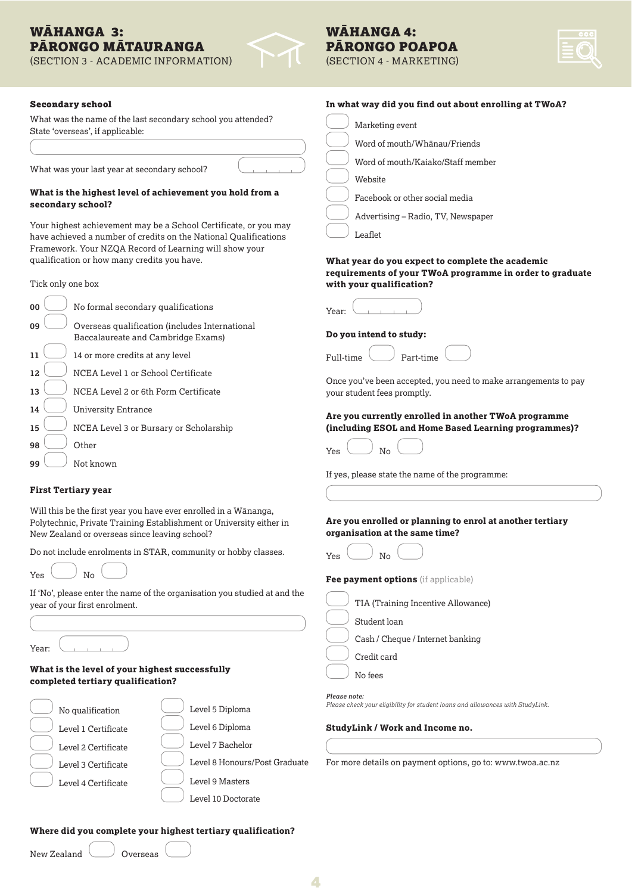# WĀHANGA 3: PĀRONGO MĀTAURANGA
(SECTION 3 - ACADEMIC INFORMATION)

### Secondary school

What was the name of the last secondary school you attended? State 'overseas', if applicable:

What was your last year at secondary school?

**What is the highest level of achievement you hold from a secondary school?**

Your highest achievement may be a School Certificate, or you may have achieved a number of credits on the National Qualifications Framework. Your NZQA Record of Learning will show your qualification or how many credits you have.

Tick only one box

- **00** No formal secondary qualifications
- **09** Overseas qualification (includes International Baccalaureate and Cambridge Exams)
- **11** 14 or more credits at any level
- **12** NCEA Level 1 or School Certificate
- **13** NCEA Level 2 or 6th Form Certificate
- **14** University Entrance
- **15** NCEA Level 3 or Bursary or Scholarship
- **98** Other
- **99** Not known

### First Tertiary year

Will this be the first year you have ever enrolled in a Wānanga, Polytechnic, Private Training Establishment or University either in New Zealand or overseas since leaving school?

Do not include enrolments in STAR, community or hobby classes.

Yes ☐ No ☐

If 'No', please enter the name of the organisation you studied at and the year of your first enrolment.

Year:

**What is the level of your highest successfully completed tertiary qualification?**

- No qualification
- Level 1 Certificate
- Level 2 Certificate
- Level 3 Certificate
- Level 4 Certificate
- Level 5 Diploma
- Level 6 Diploma
- Level 7 Bachelor
- Level 8 Honours/Post Graduate
- Level 9 Masters
- Level 10 Doctorate

**Where did you complete your highest tertiary qualification?**

New Zealand ☐ Overseas ☐

# WĀHANGA 4: PĀRONGO POAPOA
(SECTION 4 - MARKETING)

**In what way did you find out about enrolling at TWoA?**

- Marketing event
- Word of mouth/Whānau/Friends
- Word of mouth/Kaiako/Staff member
- Website
- Facebook or other social media
- Advertising – Radio, TV, Newspaper
- Leaflet

**What year do you expect to complete the academic requirements of your TWoA programme in order to graduate with your qualification?**

Year:

**Do you intend to study:**

Full-time ☐ Part-time ☐

Once you've been accepted, you need to make arrangements to pay your student fees promptly.

**Are you currently enrolled in another TWoA programme (including ESOL and Home Based Learning programmes)?**

Yes ☐ No ☐

If yes, please state the name of the programme:

**Are you enrolled or planning to enrol at another tertiary organisation at the same time?**

Yes ☐ No ☐

**Fee payment options** (if applicable)

- TIA (Training Incentive Allowance)
- Student loan
- Cash / Cheque / Internet banking
- Credit card
- No fees

***Please note:***
*Please check your eligibility for student loans and allowances with StudyLink.*

**StudyLink / Work and Income no.**

For more details on payment options, go to: www.twoa.ac.nz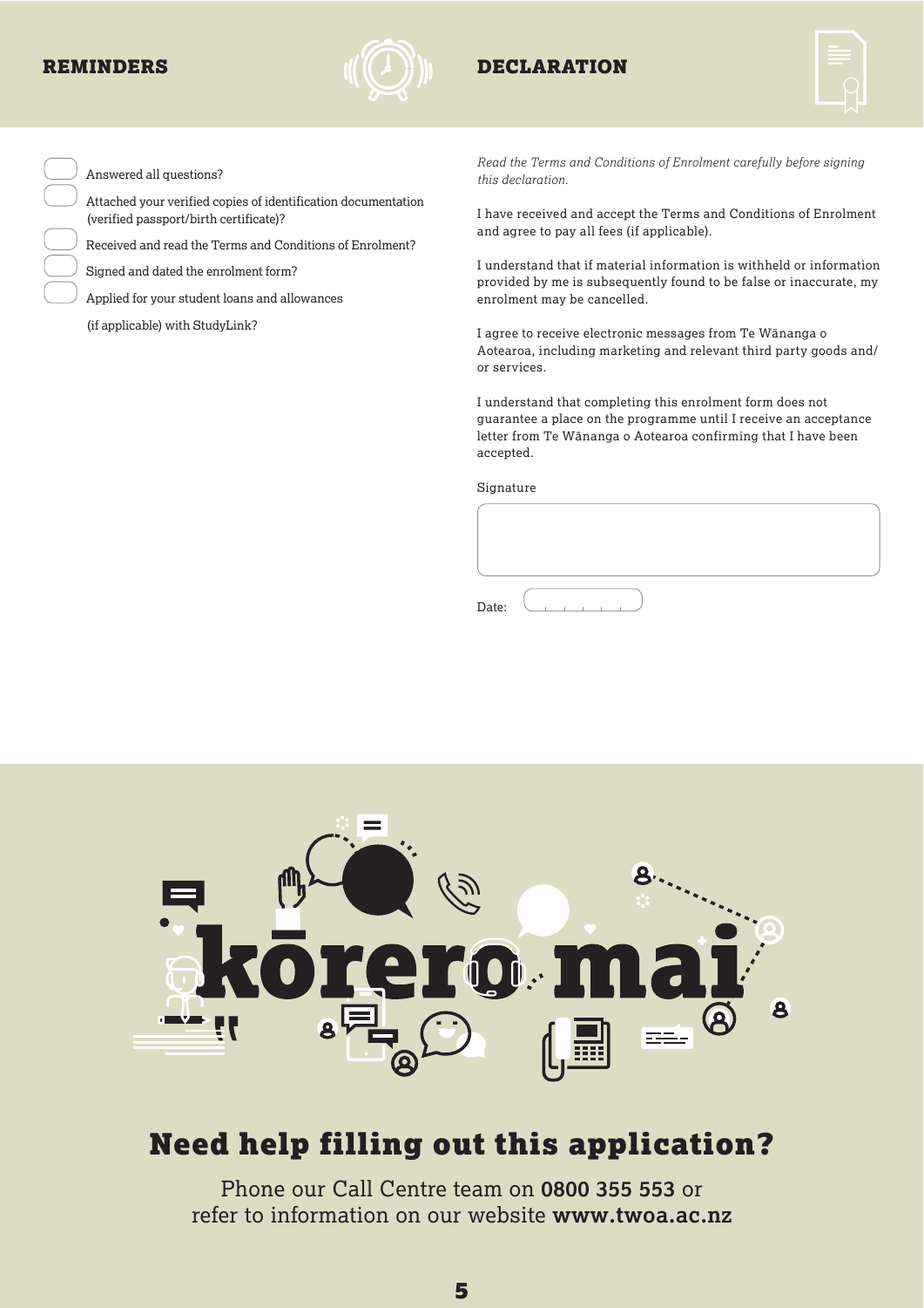## REMINDERS

- [ ] Answered all questions?
- [ ] Attached your verified copies of identification documentation (verified passport/birth certificate)?
- [ ] Received and read the Terms and Conditions of Enrolment?
- [ ] Signed and dated the enrolment form?
- [ ] Applied for your student loans and allowances (if applicable) with StudyLink?

## DECLARATION

*Read the Terms and Conditions of Enrolment carefully before signing this declaration.*

I have received and accept the Terms and Conditions of Enrolment and agree to pay all fees (if applicable).

I understand that if material information is withheld or information provided by me is subsequently found to be false or inaccurate, my enrolment may be cancelled.

I agree to receive electronic messages from Te Wānanga o Aotearoa, including marketing and relevant third party goods and/or services.

I understand that completing this enrolment form does not guarantee a place on the programme until I receive an acceptance letter from Te Wānanga o Aotearoa confirming that I have been accepted.

Signature

Date:

# kōrero mai

## Need help filling out this application?

Phone our Call Centre team on **0800 355 553** or refer to information on our website **www.twoa.ac.nz**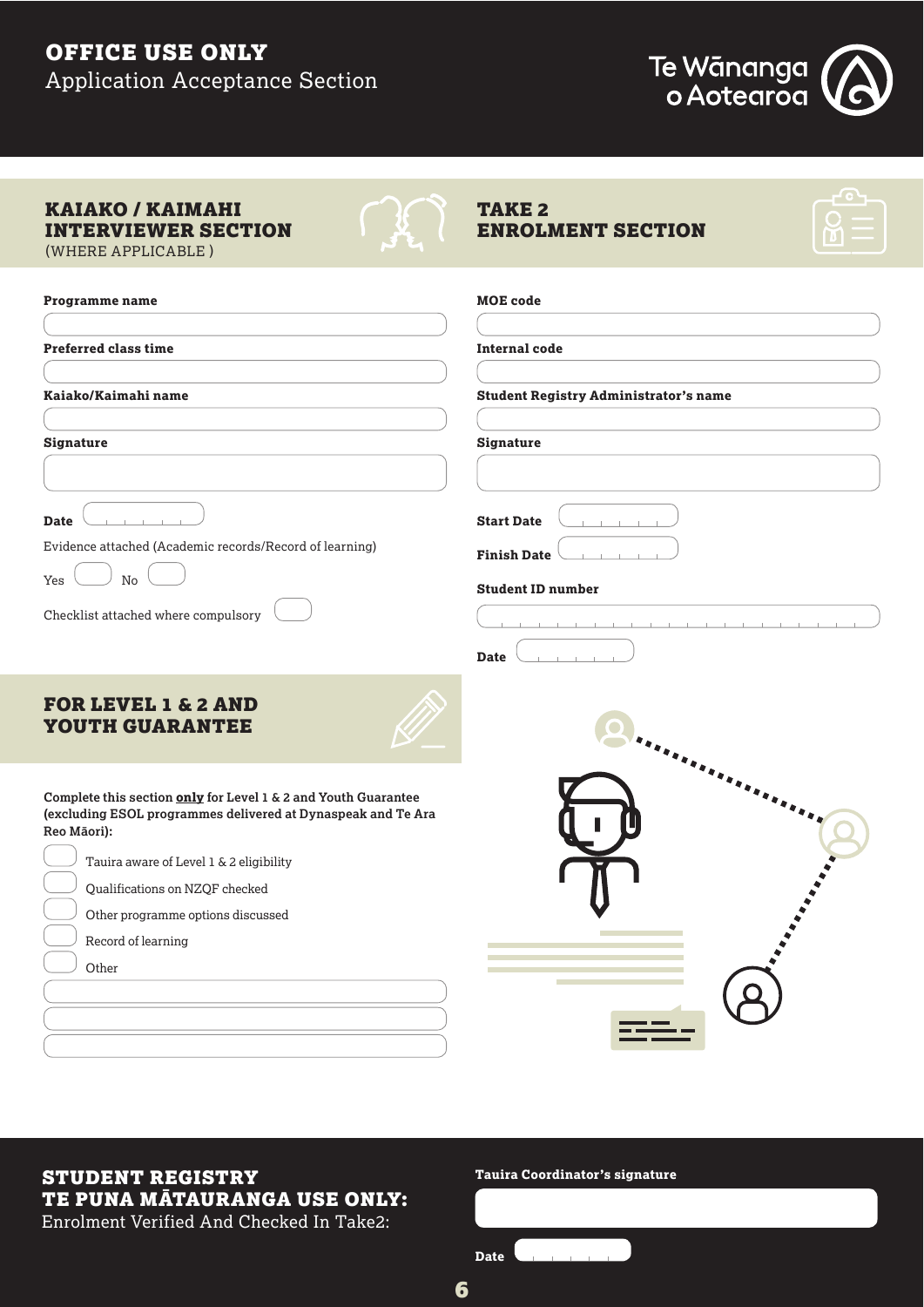# OFFICE USE ONLY

Application Acceptance Section

Te Wānanga o Aotearoa

## KAIAKO / KAIMAHI INTERVIEWER SECTION

(WHERE APPLICABLE )

**Programme name**

**Preferred class time**

**Kaiako/Kaimahi name**

**Signature**

**Date**

Evidence attached (Academic records/Record of learning)

Yes ☐ No ☐

Checklist attached where compulsory ☐

## TAKE 2 ENROLMENT SECTION

**MOE code**

**Internal code**

**Student Registry Administrator's name**

**Signature**

**Start Date**

**Finish Date**

**Student ID number**

**Date**

## FOR LEVEL 1 & 2 AND YOUTH GUARANTEE

**Complete this section only for Level 1 & 2 and Youth Guarantee (excluding ESOL programmes delivered at Dynaspeak and Te Ara Reo Māori):**

- ☐ Tauira aware of Level 1 & 2 eligibility
- ☐ Qualifications on NZQF checked
- ☐ Other programme options discussed
- ☐ Record of learning
- ☐ Other

## STUDENT REGISTRY TE PUNA MĀTAURANGA USE ONLY:

Enrolment Verified And Checked In Take2:

**Tauira Coordinator's signature**

**Date**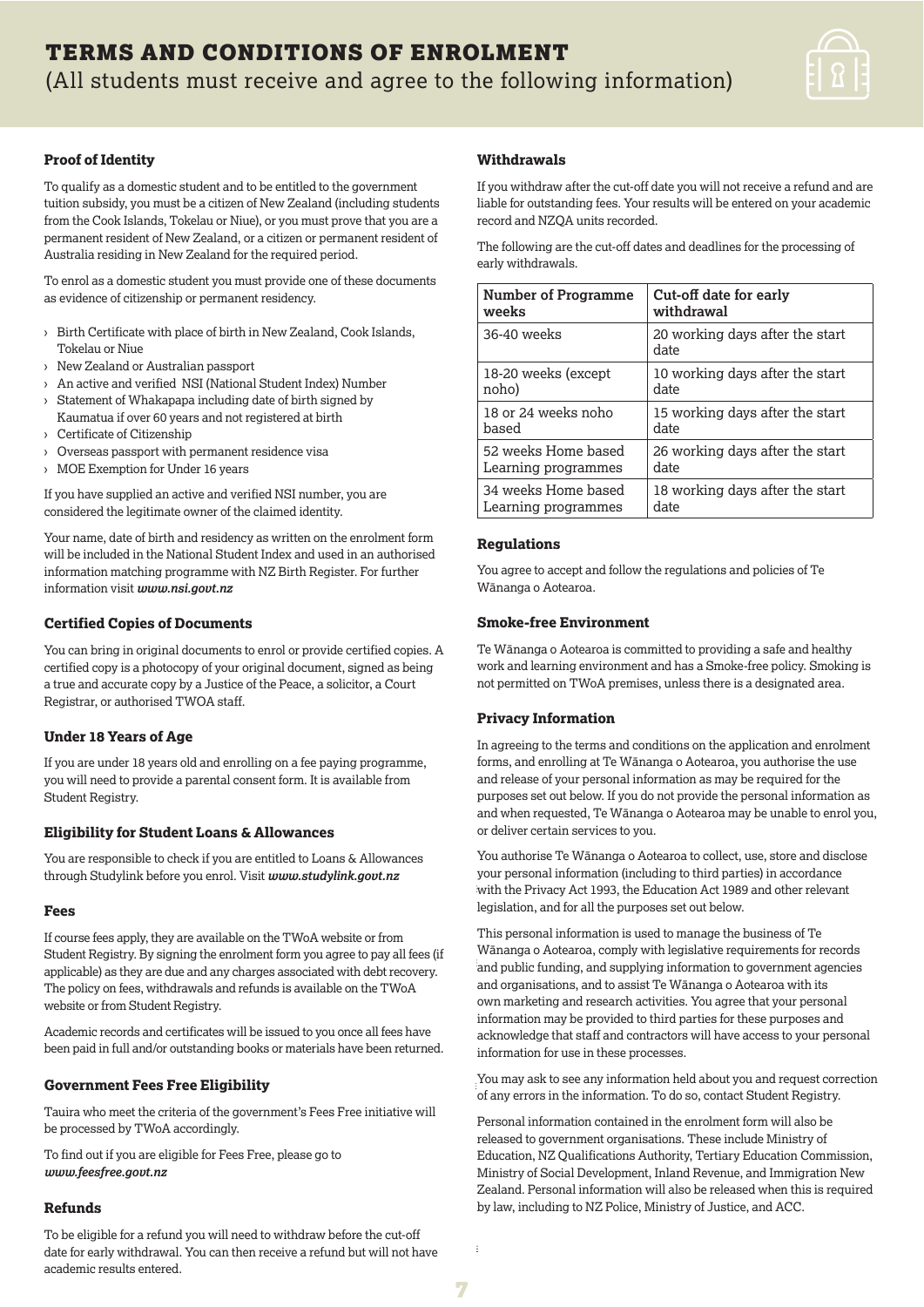# TERMS AND CONDITIONS OF ENROLMENT

(All students must receive and agree to the following information)

### Proof of Identity

To qualify as a domestic student and to be entitled to the government tuition subsidy, you must be a citizen of New Zealand (including students from the Cook Islands, Tokelau or Niue), or you must prove that you are a permanent resident of New Zealand, or a citizen or permanent resident of Australia residing in New Zealand for the required period.

To enrol as a domestic student you must provide one of these documents as evidence of citizenship or permanent residency.

- Birth Certificate with place of birth in New Zealand, Cook Islands, Tokelau or Niue
- New Zealand or Australian passport
- An active and verified NSI (National Student Index) Number
- Statement of Whakapapa including date of birth signed by Kaumatua if over 60 years and not registered at birth
- Certificate of Citizenship
- Overseas passport with permanent residence visa
- MOE Exemption for Under 16 years

If you have supplied an active and verified NSI number, you are considered the legitimate owner of the claimed identity.

Your name, date of birth and residency as written on the enrolment form will be included in the National Student Index and used in an authorised information matching programme with NZ Birth Register. For further information visit ***www.nsi.govt.nz***

### Certified Copies of Documents

You can bring in original documents to enrol or provide certified copies. A certified copy is a photocopy of your original document, signed as being a true and accurate copy by a Justice of the Peace, a solicitor, a Court Registrar, or authorised TWOA staff.

### Under 18 Years of Age

If you are under 18 years old and enrolling on a fee paying programme, you will need to provide a parental consent form. It is available from Student Registry.

### Eligibility for Student Loans & Allowances

You are responsible to check if you are entitled to Loans & Allowances through Studylink before you enrol. Visit ***www.studylink.govt.nz***

### Fees

If course fees apply, they are available on the TWoA website or from Student Registry. By signing the enrolment form you agree to pay all fees (if applicable) as they are due and any charges associated with debt recovery. The policy on fees, withdrawals and refunds is available on the TWoA website or from Student Registry.

Academic records and certificates will be issued to you once all fees have been paid in full and/or outstanding books or materials have been returned.

### Government Fees Free Eligibility

Tauira who meet the criteria of the government's Fees Free initiative will be processed by TWoA accordingly.

To find out if you are eligible for Fees Free, please go to ***www.feesfree.govt.nz***

### Refunds

To be eligible for a refund you will need to withdraw before the cut-off date for early withdrawal. You can then receive a refund but will not have academic results entered.

### Withdrawals

If you withdraw after the cut-off date you will not receive a refund and are liable for outstanding fees. Your results will be entered on your academic record and NZQA units recorded.

The following are the cut-off dates and deadlines for the processing of early withdrawals.

| Number of Programme weeks | Cut-off date for early withdrawal |
|---|---|
| 36-40 weeks | 20 working days after the start date |
| 18-20 weeks (except noho) | 10 working days after the start date |
| 18 or 24 weeks noho based | 15 working days after the start date |
| 52 weeks Home based Learning programmes | 26 working days after the start date |
| 34 weeks Home based Learning programmes | 18 working days after the start date |

### Regulations

You agree to accept and follow the regulations and policies of Te Wānanga o Aotearoa.

### Smoke-free Environment

Te Wānanga o Aotearoa is committed to providing a safe and healthy work and learning environment and has a Smoke-free policy. Smoking is not permitted on TWoA premises, unless there is a designated area.

### Privacy Information

In agreeing to the terms and conditions on the application and enrolment forms, and enrolling at Te Wānanga o Aotearoa, you authorise the use and release of your personal information as may be required for the purposes set out below. If you do not provide the personal information as and when requested, Te Wānanga o Aotearoa may be unable to enrol you, or deliver certain services to you.

You authorise Te Wānanga o Aotearoa to collect, use, store and disclose your personal information (including to third parties) in accordance with the Privacy Act 1993, the Education Act 1989 and other relevant legislation, and for all the purposes set out below.

This personal information is used to manage the business of Te Wānanga o Aotearoa, comply with legislative requirements for records and public funding, and supplying information to government agencies and organisations, and to assist Te Wānanga o Aotearoa with its own marketing and research activities. You agree that your personal information may be provided to third parties for these purposes and acknowledge that staff and contractors will have access to your personal information for use in these processes.

You may ask to see any information held about you and request correction of any errors in the information. To do so, contact Student Registry.

Personal information contained in the enrolment form will also be released to government organisations. These include Ministry of Education, NZ Qualifications Authority, Tertiary Education Commission, Ministry of Social Development, Inland Revenue, and Immigration New Zealand. Personal information will also be released when this is required by law, including to NZ Police, Ministry of Justice, and ACC.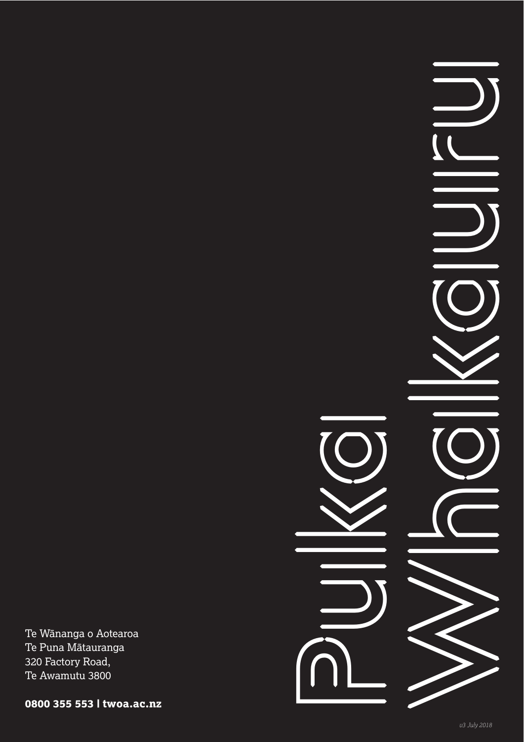# Puka Whakaurui

Te Wānanga o Aotearoa
Te Puna Mātauranga
320 Factory Road,
Te Awamutu 3800

**0800 355 553 | twoa.ac.nz**

*v3 July 2018*